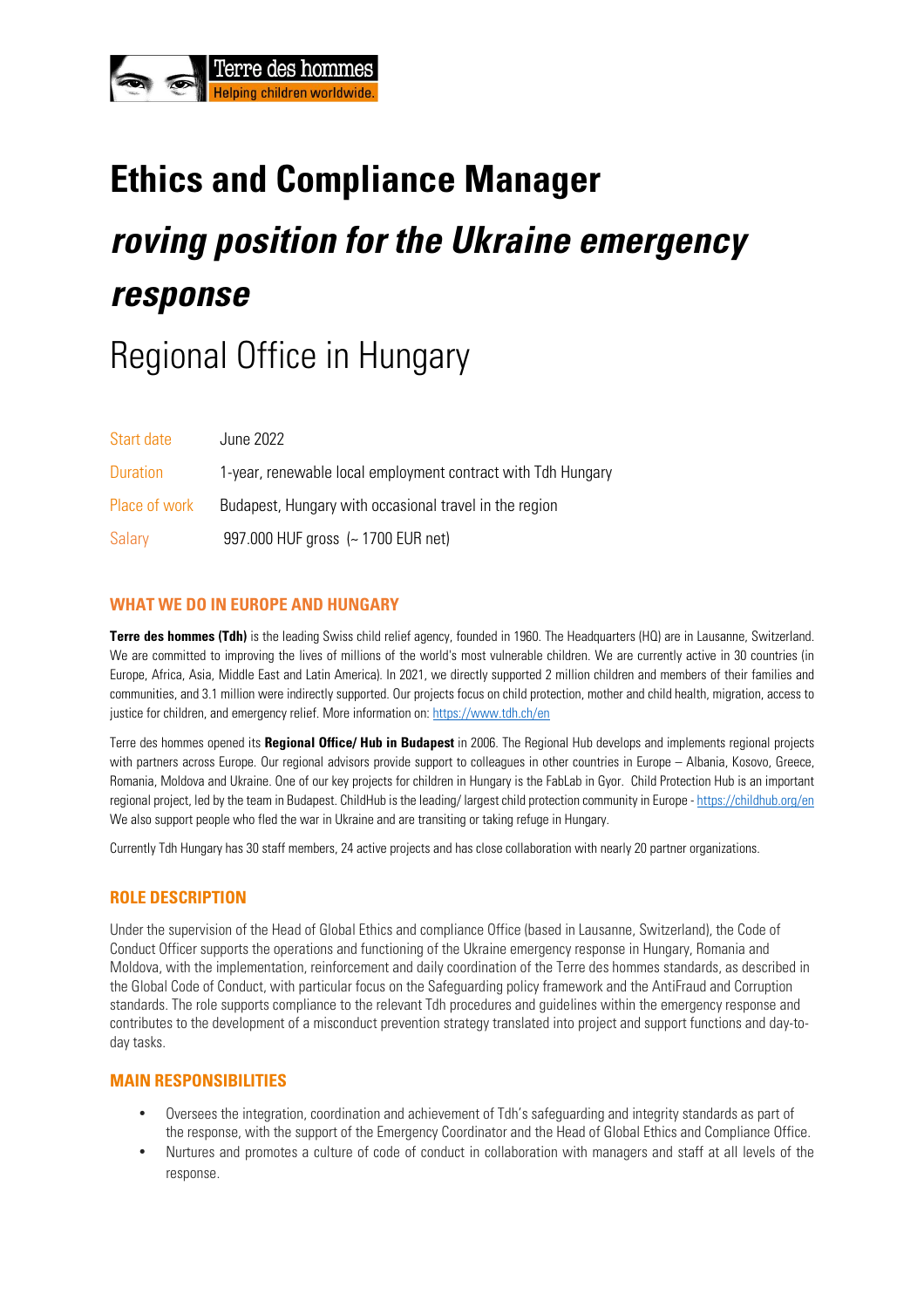# Ethics and Compliance Manager

## *roving position for the Ukraine emergency response*

## Regional Office in Hungary

| | |
|---|---|
| Start date | June 2022 |
| Duration | 1-year, renewable local employment contract with Tdh Hungary |
| Place of work | Budapest, Hungary with occasional travel in the region |
| Salary | 997.000 HUF gross (~ 1700 EUR net) |

### WHAT WE DO IN EUROPE AND HUNGARY

**Terre des hommes (Tdh)** is the leading Swiss child relief agency, founded in 1960. The Headquarters (HQ) are in Lausanne, Switzerland. We are committed to improving the lives of millions of the world's most vulnerable children. We are currently active in 30 countries (in Europe, Africa, Asia, Middle East and Latin America). In 2021, we directly supported 2 million children and members of their families and communities, and 3.1 million were indirectly supported. Our projects focus on child protection, mother and child health, migration, access to justice for children, and emergency relief. More information on: https://www.tdh.ch/en

Terre des hommes opened its **Regional Office/ Hub in Budapest** in 2006. The Regional Hub develops and implements regional projects with partners across Europe. Our regional advisors provide support to colleagues in other countries in Europe – Albania, Kosovo, Greece, Romania, Moldova and Ukraine. One of our key projects for children in Hungary is the FabLab in Gyor. Child Protection Hub is an important regional project, led by the team in Budapest. ChildHub is the leading/ largest child protection community in Europe - https://childhub.org/en We also support people who fled the war in Ukraine and are transiting or taking refuge in Hungary.

Currently Tdh Hungary has 30 staff members, 24 active projects and has close collaboration with nearly 20 partner organizations.

### ROLE DESCRIPTION

Under the supervision of the Head of Global Ethics and compliance Office (based in Lausanne, Switzerland), the Code of Conduct Officer supports the operations and functioning of the Ukraine emergency response in Hungary, Romania and Moldova, with the implementation, reinforcement and daily coordination of the Terre des hommes standards, as described in the Global Code of Conduct, with particular focus on the Safeguarding policy framework and the AntiFraud and Corruption standards. The role supports compliance to the relevant Tdh procedures and guidelines within the emergency response and contributes to the development of a misconduct prevention strategy translated into project and support functions and day-to-day tasks.

### MAIN RESPONSIBILITIES

- Oversees the integration, coordination and achievement of Tdh's safeguarding and integrity standards as part of the response, with the support of the Emergency Coordinator and the Head of Global Ethics and Compliance Office.
- Nurtures and promotes a culture of code of conduct in collaboration with managers and staff at all levels of the response.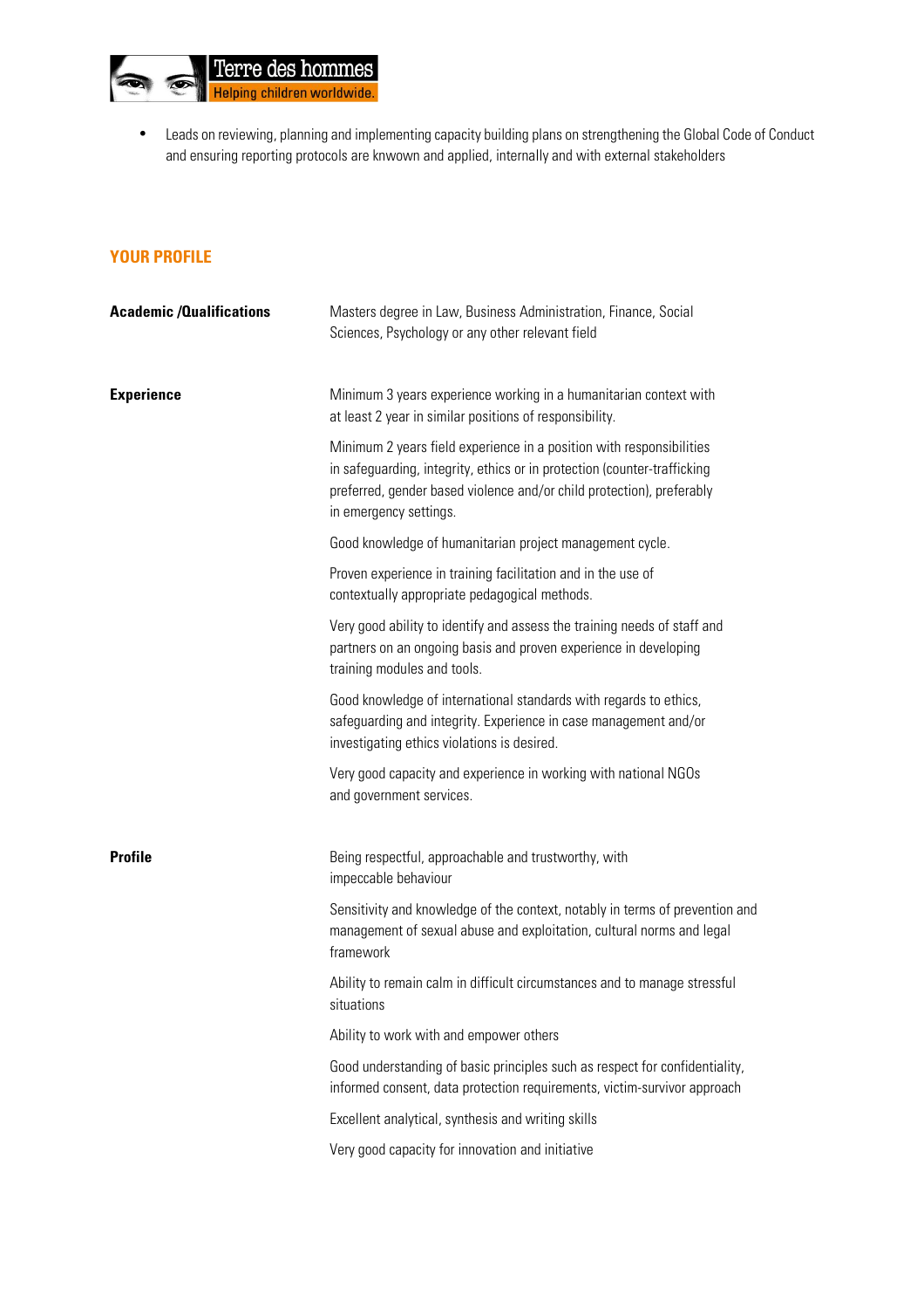- Leads on reviewing, planning and implementing capacity building plans on strengthening the Global Code of Conduct and ensuring reporting protocols are knwown and applied, internally and with external stakeholders

## YOUR PROFILE

**Academic /Qualifications**

Masters degree in Law, Business Administration, Finance, Social Sciences, Psychology or any other relevant field

**Experience**

Minimum 3 years experience working in a humanitarian context with at least 2 year in similar positions of responsibility.

Minimum 2 years field experience in a position with responsibilities in safeguarding, integrity, ethics or in protection (counter-trafficking preferred, gender based violence and/or child protection), preferably in emergency settings.

Good knowledge of humanitarian project management cycle.

Proven experience in training facilitation and in the use of contextually appropriate pedagogical methods.

Very good ability to identify and assess the training needs of staff and partners on an ongoing basis and proven experience in developing training modules and tools.

Good knowledge of international standards with regards to ethics, safeguarding and integrity. Experience in case management and/or investigating ethics violations is desired.

Very good capacity and experience in working with national NGOs and government services.

**Profile**

Being respectful, approachable and trustworthy, with impeccable behaviour

Sensitivity and knowledge of the context, notably in terms of prevention and management of sexual abuse and exploitation, cultural norms and legal framework

Ability to remain calm in difficult circumstances and to manage stressful situations

Ability to work with and empower others

Good understanding of basic principles such as respect for confidentiality, informed consent, data protection requirements, victim-survivor approach

Excellent analytical, synthesis and writing skills

Very good capacity for innovation and initiative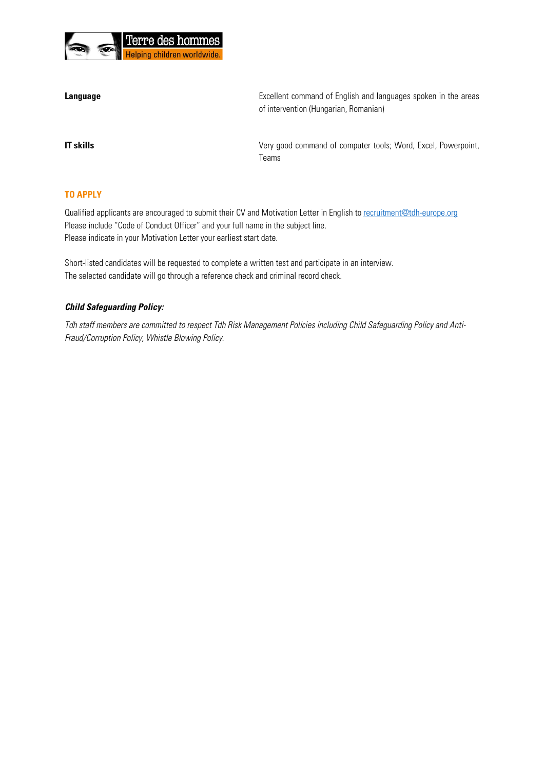| | |
|---|---|
| **Language** | Excellent command of English and languages spoken in the areas of intervention (Hungarian, Romanian) |
| **IT skills** | Very good command of computer tools; Word, Excel, Powerpoint, Teams |

## TO APPLY

Qualified applicants are encouraged to submit their CV and Motivation Letter in English to recruitment@tdh-europe.org
Please include "Code of Conduct Officer" and your full name in the subject line.
Please indicate in your Motivation Letter your earliest start date.

Short-listed candidates will be requested to complete a written test and participate in an interview.
The selected candidate will go through a reference check and criminal record check.

***Child Safeguarding Policy:***

*Tdh staff members are committed to respect Tdh Risk Management Policies including Child Safeguarding Policy and Anti-Fraud/Corruption Policy, Whistle Blowing Policy.*